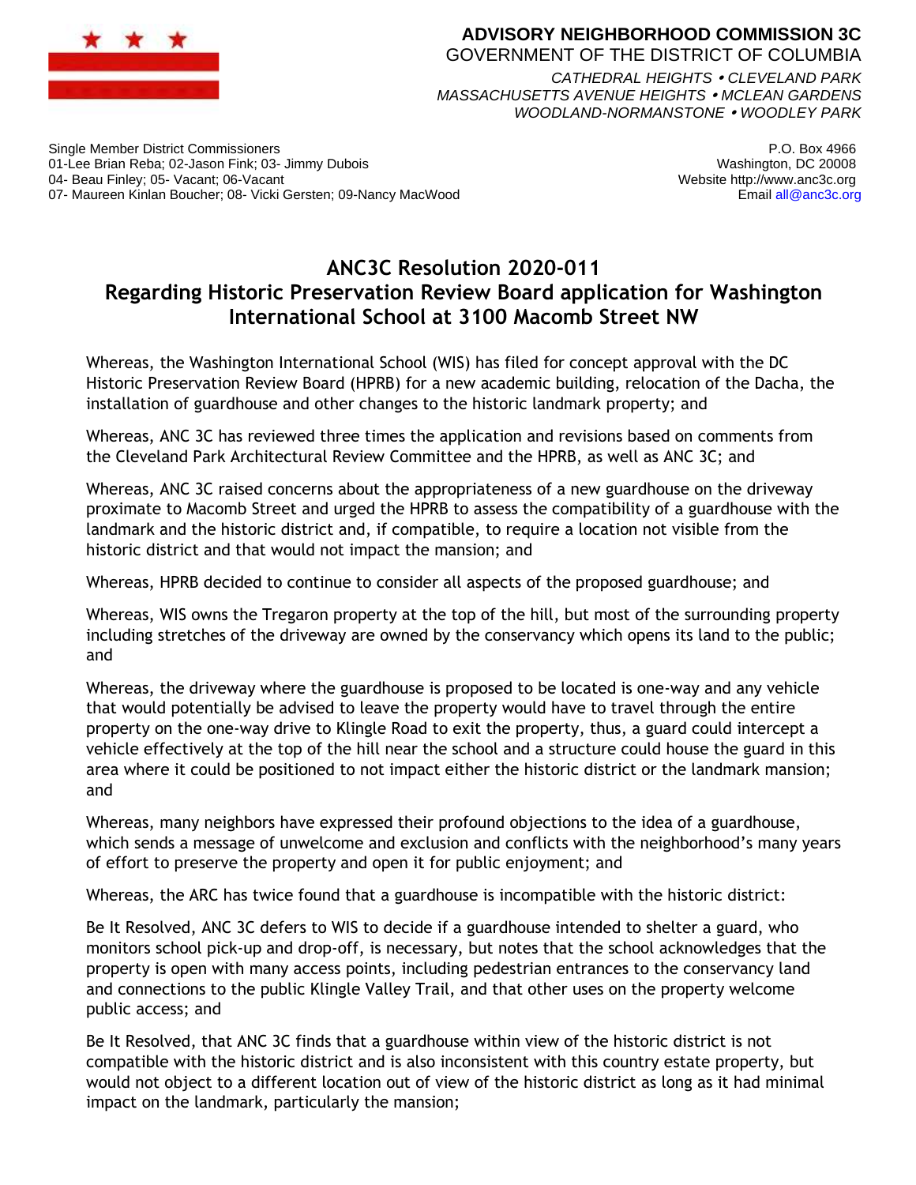**ADVISORY NEIGHBORHOOD COMMISSION 3C**
GOVERNMENT OF THE DISTRICT OF COLUMBIA

*CATHEDRAL HEIGHTS • CLEVELAND PARK*
*MASSACHUSETTS AVENUE HEIGHTS • MCLEAN GARDENS*
*WOODLAND-NORMANSTONE • WOODLEY PARK*

Single Member District Commissioners
01-Lee Brian Reba; 02-Jason Fink; 03- Jimmy Dubois
04- Beau Finley; 05- Vacant; 06-Vacant
07- Maureen Kinlan Boucher; 08- Vicki Gersten; 09-Nancy MacWood

P.O. Box 4966
Washington, DC 20008
Website http://www.anc3c.org
Email all@anc3c.org

# ANC3C Resolution 2020-011
## Regarding Historic Preservation Review Board application for Washington International School at 3100 Macomb Street NW

Whereas, the Washington International School (WIS) has filed for concept approval with the DC Historic Preservation Review Board (HPRB) for a new academic building, relocation of the Dacha, the installation of guardhouse and other changes to the historic landmark property; and

Whereas, ANC 3C has reviewed three times the application and revisions based on comments from the Cleveland Park Architectural Review Committee and the HPRB, as well as ANC 3C; and

Whereas, ANC 3C raised concerns about the appropriateness of a new guardhouse on the driveway proximate to Macomb Street and urged the HPRB to assess the compatibility of a guardhouse with the landmark and the historic district and, if compatible, to require a location not visible from the historic district and that would not impact the mansion; and

Whereas, HPRB decided to continue to consider all aspects of the proposed guardhouse; and

Whereas, WIS owns the Tregaron property at the top of the hill, but most of the surrounding property including stretches of the driveway are owned by the conservancy which opens its land to the public; and

Whereas, the driveway where the guardhouse is proposed to be located is one-way and any vehicle that would potentially be advised to leave the property would have to travel through the entire property on the one-way drive to Klingle Road to exit the property, thus, a guard could intercept a vehicle effectively at the top of the hill near the school and a structure could house the guard in this area where it could be positioned to not impact either the historic district or the landmark mansion; and

Whereas, many neighbors have expressed their profound objections to the idea of a guardhouse, which sends a message of unwelcome and exclusion and conflicts with the neighborhood's many years of effort to preserve the property and open it for public enjoyment; and

Whereas, the ARC has twice found that a guardhouse is incompatible with the historic district:

Be It Resolved, ANC 3C defers to WIS to decide if a guardhouse intended to shelter a guard, who monitors school pick-up and drop-off, is necessary, but notes that the school acknowledges that the property is open with many access points, including pedestrian entrances to the conservancy land and connections to the public Klingle Valley Trail, and that other uses on the property welcome public access; and

Be It Resolved, that ANC 3C finds that a guardhouse within view of the historic district is not compatible with the historic district and is also inconsistent with this country estate property, but would not object to a different location out of view of the historic district as long as it had minimal impact on the landmark, particularly the mansion;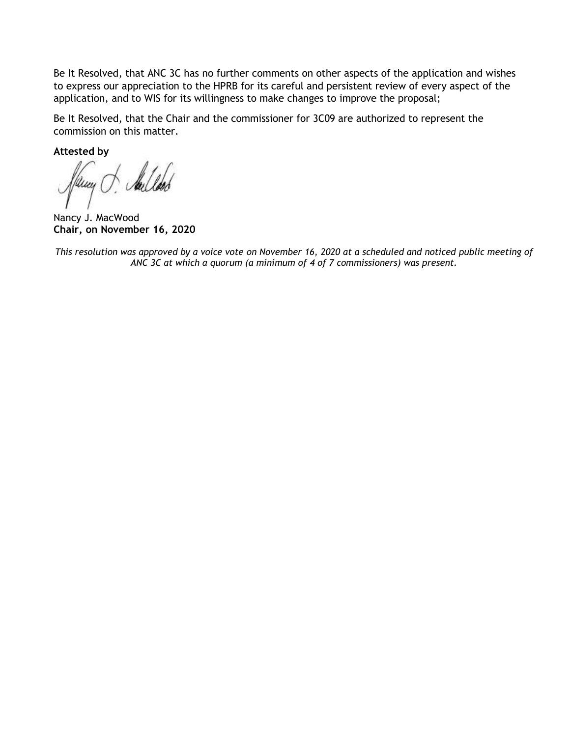Be It Resolved, that ANC 3C has no further comments on other aspects of the application and wishes to express our appreciation to the HPRB for its careful and persistent review of every aspect of the application, and to WIS for its willingness to make changes to improve the proposal;

Be It Resolved, that the Chair and the commissioner for 3C09 are authorized to represent the commission on this matter.

**Attested by**

Nancy J. MacWood
**Chair, on November 16, 2020**

*This resolution was approved by a voice vote on November 16, 2020 at a scheduled and noticed public meeting of ANC 3C at which a quorum (a minimum of 4 of 7 commissioners) was present.*